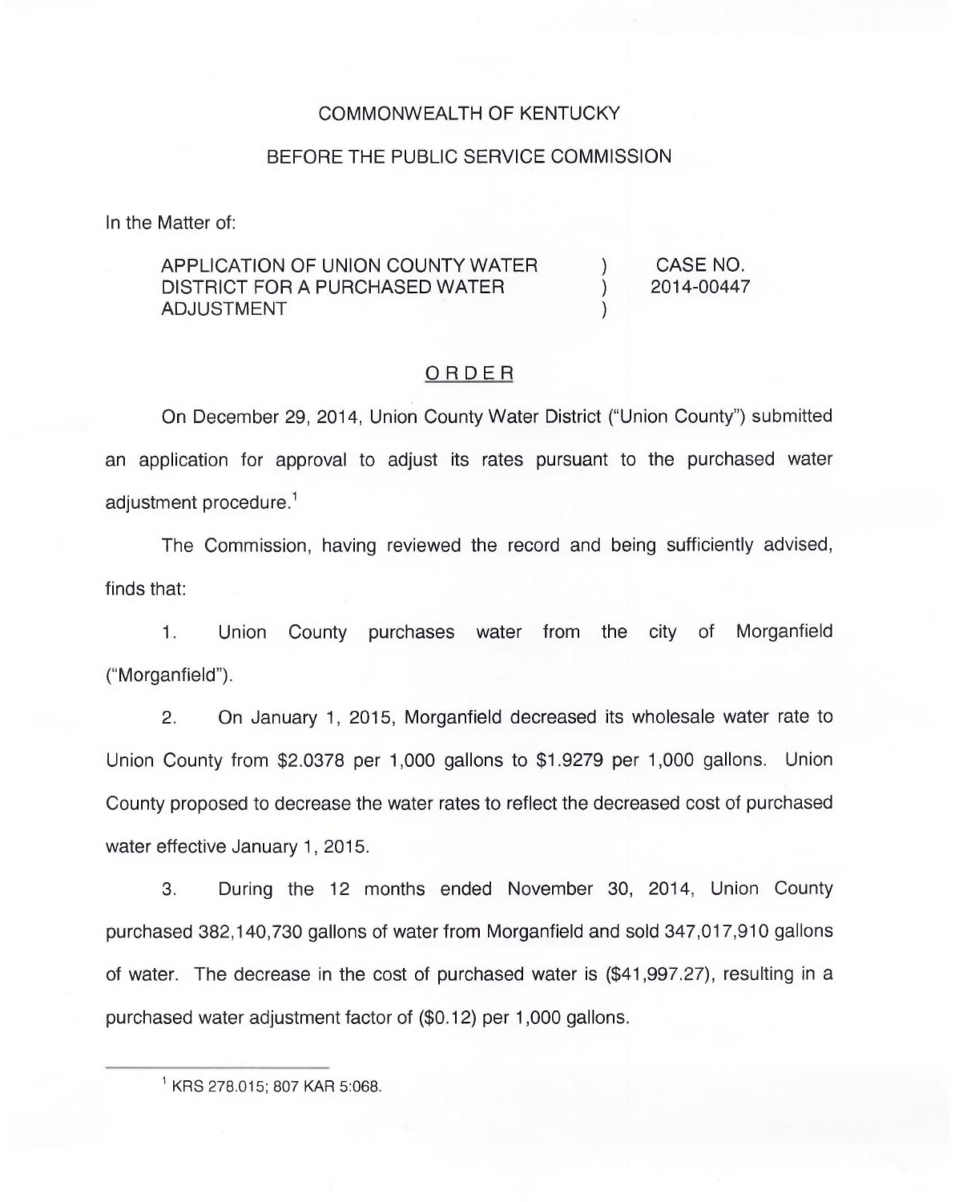COMMONWEALTH OF KENTUCKY

BEFORE THE PUBLIC SERVICE COMMISSION

In the Matter of:

| | | |
|---|---|---|
| APPLICATION OF UNION COUNTY WATER DISTRICT FOR A PURCHASED WATER ADJUSTMENT | ) ) ) | CASE NO. 2014-00447 |

## ORDER

On December 29, 2014, Union County Water District ("Union County") submitted an application for approval to adjust its rates pursuant to the purchased water adjustment procedure.[1]

The Commission, having reviewed the record and being sufficiently advised, finds that:

1. Union County purchases water from the city of Morganfield ("Morganfield").

2. On January 1, 2015, Morganfield decreased its wholesale water rate to Union County from $2.0378 per 1,000 gallons to $1.9279 per 1,000 gallons. Union County proposed to decrease the water rates to reflect the decreased cost of purchased water effective January 1, 2015.

3. During the 12 months ended November 30, 2014, Union County purchased 382,140,730 gallons of water from Morganfield and sold 347,017,910 gallons of water. The decrease in the cost of purchased water is ($41,997.27), resulting in a purchased water adjustment factor of ($0.12) per 1,000 gallons.

[1] KRS 278.015; 807 KAR 5:068.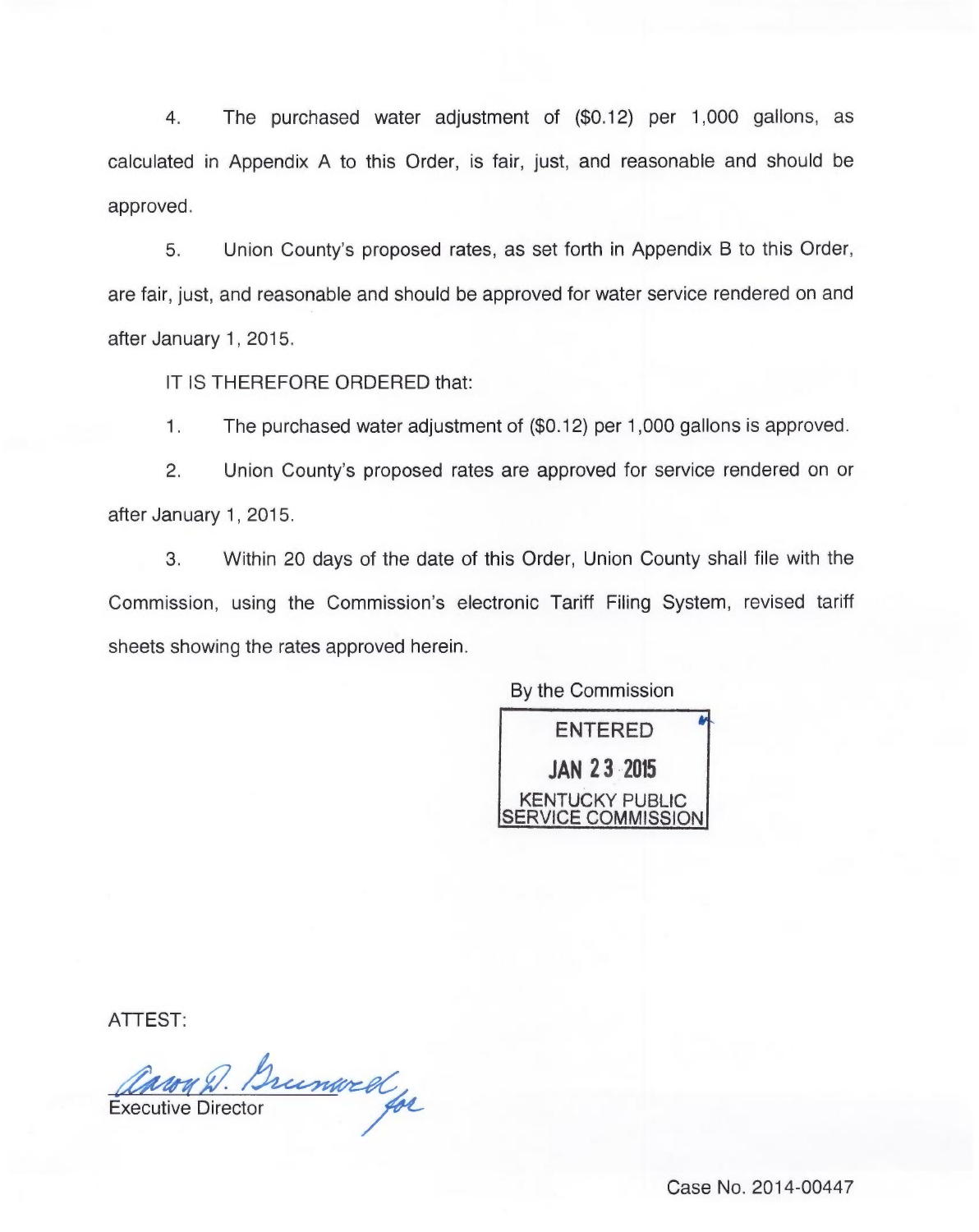4. The purchased water adjustment of ($0.12) per 1,000 gallons, as calculated in Appendix A to this Order, is fair, just, and reasonable and should be approved.

5. Union County's proposed rates, as set forth in Appendix B to this Order, are fair, just, and reasonable and should be approved for water service rendered on and after January 1, 2015.

IT IS THEREFORE ORDERED that:

1. The purchased water adjustment of ($0.12) per 1,000 gallons is approved.

2. Union County's proposed rates are approved for service rendered on or after January 1, 2015.

3. Within 20 days of the date of this Order, Union County shall file with the Commission, using the Commission's electronic Tariff Filing System, revised tariff sheets showing the rates approved herein.

By the Commission

ENTERED
JAN 23 2015
KENTUCKY PUBLIC SERVICE COMMISSION

ATTEST:

Aaron D. Greenwell for
Executive Director

Case No. 2014-00447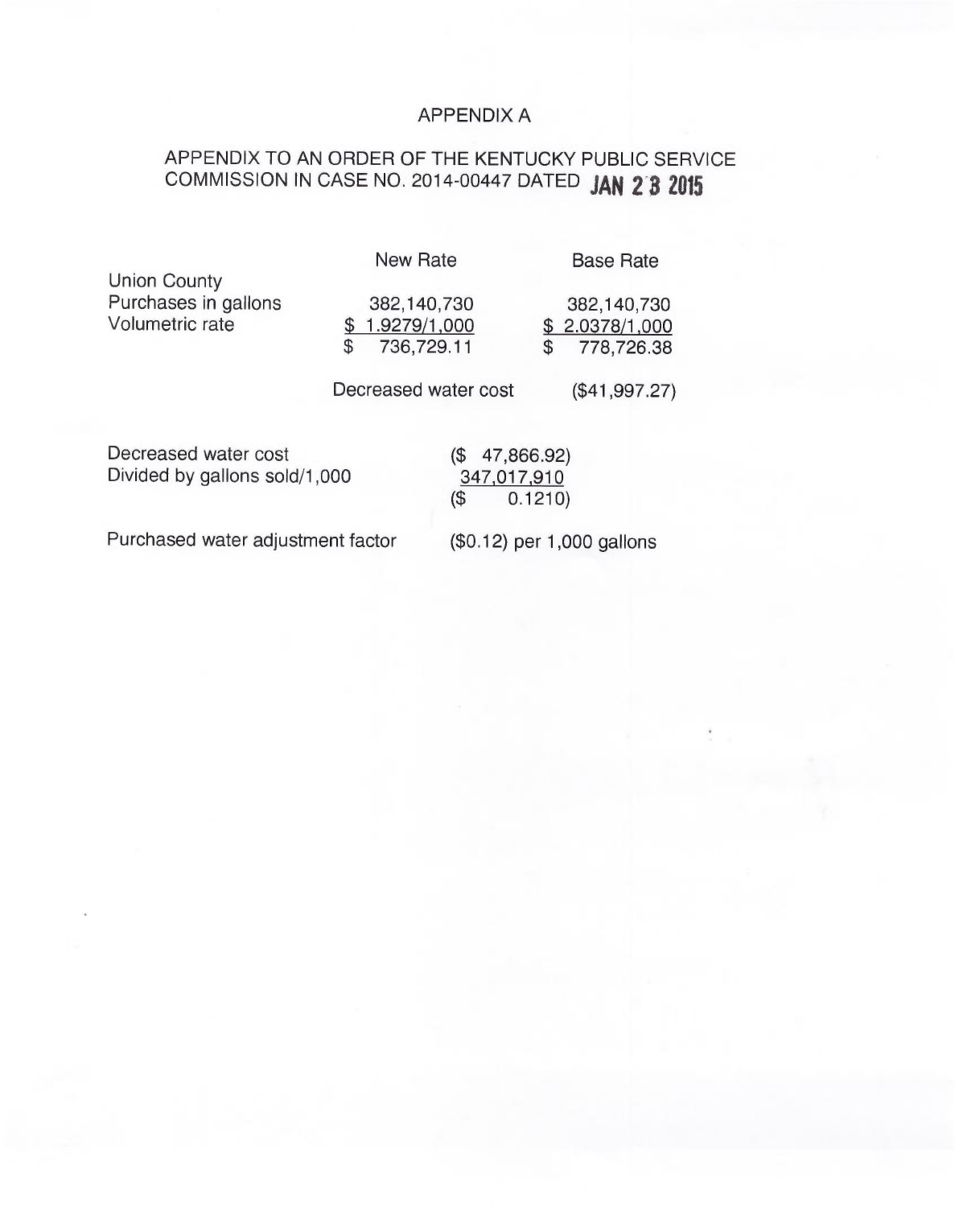# APPENDIX A

## APPENDIX TO AN ORDER OF THE KENTUCKY PUBLIC SERVICE COMMISSION IN CASE NO. 2014-00447 DATED JAN 28 2015

| | New Rate | Base Rate |
|---|---|---|
| Union County | | |
| Purchases in gallons | 382,140,730 | 382,140,730 |
| Volumetric rate | $ 1.9279/1,000 | $ 2.0378/1,000 |
| | $ 736,729.11 | $ 778,726.38 |
| | Decreased water cost | ($41,997.27) |

| | |
|---|---|
| Decreased water cost | ($ 47,866.92) |
| Divided by gallons sold/1,000 | 347,017,910 |
| | ($ 0.1210) |
| Purchased water adjustment factor | ($0.12) per 1,000 gallons |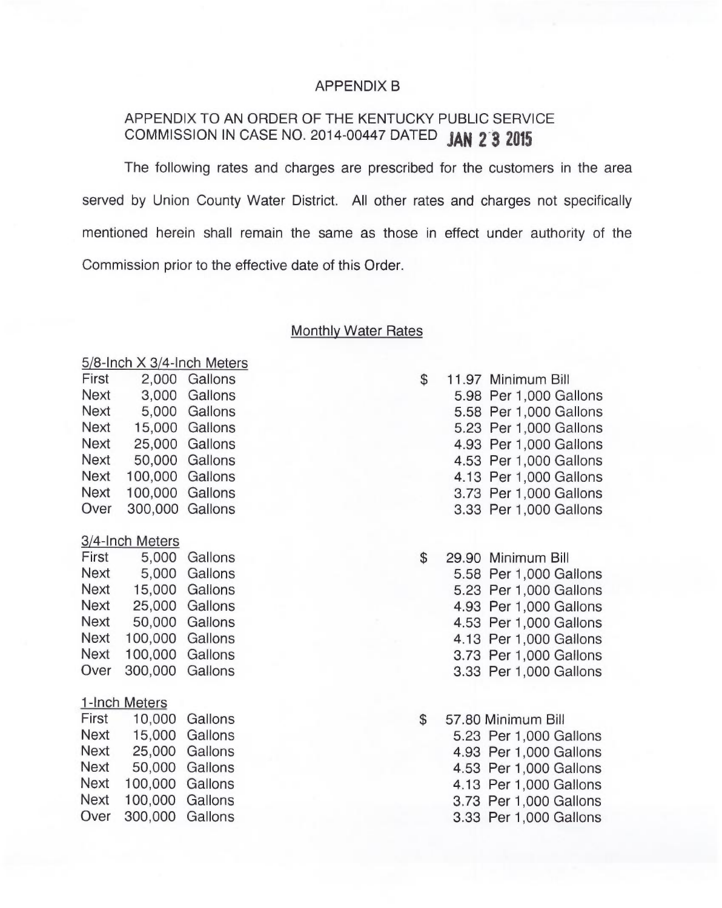# APPENDIX B

APPENDIX TO AN ORDER OF THE KENTUCKY PUBLIC SERVICE COMMISSION IN CASE NO. 2014-00447 DATED JAN 23 2015

The following rates and charges are prescribed for the customers in the area served by Union County Water District. All other rates and charges not specifically mentioned herein shall remain the same as those in effect under authority of the Commission prior to the effective date of this Order.

## Monthly Water Rates

**5/8-Inch X 3/4-Inch Meters**

| | | | |
|---|---|---|---|
| First | 2,000 | Gallons | $ 11.97 Minimum Bill |
| Next | 3,000 | Gallons | 5.98 Per 1,000 Gallons |
| Next | 5,000 | Gallons | 5.58 Per 1,000 Gallons |
| Next | 15,000 | Gallons | 5.23 Per 1,000 Gallons |
| Next | 25,000 | Gallons | 4.93 Per 1,000 Gallons |
| Next | 50,000 | Gallons | 4.53 Per 1,000 Gallons |
| Next | 100,000 | Gallons | 4.13 Per 1,000 Gallons |
| Next | 100,000 | Gallons | 3.73 Per 1,000 Gallons |
| Over | 300,000 | Gallons | 3.33 Per 1,000 Gallons |

**3/4-Inch Meters**

| | | | |
|---|---|---|---|
| First | 5,000 | Gallons | $ 29.90 Minimum Bill |
| Next | 5,000 | Gallons | 5.58 Per 1,000 Gallons |
| Next | 15,000 | Gallons | 5.23 Per 1,000 Gallons |
| Next | 25,000 | Gallons | 4.93 Per 1,000 Gallons |
| Next | 50,000 | Gallons | 4.53 Per 1,000 Gallons |
| Next | 100,000 | Gallons | 4.13 Per 1,000 Gallons |
| Next | 100,000 | Gallons | 3.73 Per 1,000 Gallons |
| Over | 300,000 | Gallons | 3.33 Per 1,000 Gallons |

**1-Inch Meters**

| | | | |
|---|---|---|---|
| First | 10,000 | Gallons | $ 57.80 Minimum Bill |
| Next | 15,000 | Gallons | 5.23 Per 1,000 Gallons |
| Next | 25,000 | Gallons | 4.93 Per 1,000 Gallons |
| Next | 50,000 | Gallons | 4.53 Per 1,000 Gallons |
| Next | 100,000 | Gallons | 4.13 Per 1,000 Gallons |
| Next | 100,000 | Gallons | 3.73 Per 1,000 Gallons |
| Over | 300,000 | Gallons | 3.33 Per 1,000 Gallons |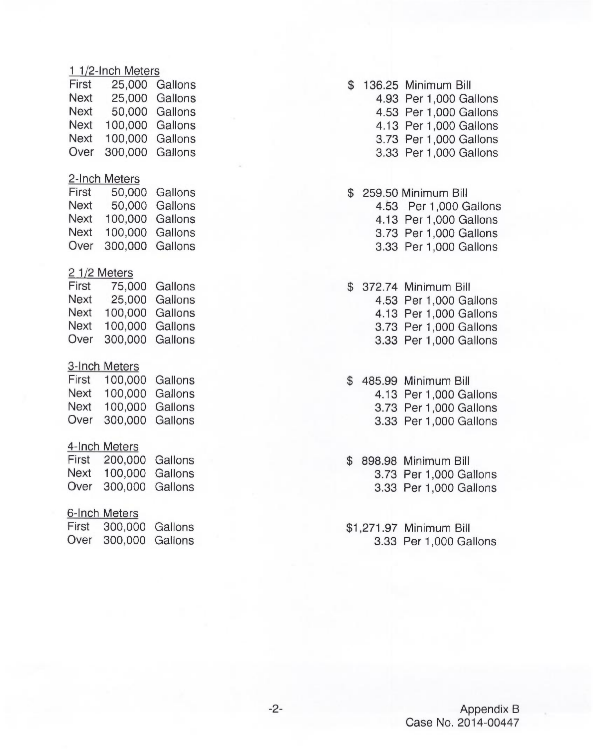1 1/2-Inch Meters

| | | | |
|---|---|---|---|
| First | 25,000 Gallons | $ 136.25 | Minimum Bill |
| Next | 25,000 Gallons | 4.93 | Per 1,000 Gallons |
| Next | 50,000 Gallons | 4.53 | Per 1,000 Gallons |
| Next | 100,000 Gallons | 4.13 | Per 1,000 Gallons |
| Next | 100,000 Gallons | 3.73 | Per 1,000 Gallons |
| Over | 300,000 Gallons | 3.33 | Per 1,000 Gallons |

2-Inch Meters

| | | | |
|---|---|---|---|
| First | 50,000 Gallons | $ 259.50 | Minimum Bill |
| Next | 50,000 Gallons | 4.53 | Per 1,000 Gallons |
| Next | 100,000 Gallons | 4.13 | Per 1,000 Gallons |
| Next | 100,000 Gallons | 3.73 | Per 1,000 Gallons |
| Over | 300,000 Gallons | 3.33 | Per 1,000 Gallons |

2 1/2 Meters

| | | | |
|---|---|---|---|
| First | 75,000 Gallons | $ 372.74 | Minimum Bill |
| Next | 25,000 Gallons | 4.53 | Per 1,000 Gallons |
| Next | 100,000 Gallons | 4.13 | Per 1,000 Gallons |
| Next | 100,000 Gallons | 3.73 | Per 1,000 Gallons |
| Over | 300,000 Gallons | 3.33 | Per 1,000 Gallons |

3-Inch Meters

| | | | |
|---|---|---|---|
| First | 100,000 Gallons | $ 485.99 | Minimum Bill |
| Next | 100,000 Gallons | 4.13 | Per 1,000 Gallons |
| Next | 100,000 Gallons | 3.73 | Per 1,000 Gallons |
| Over | 300,000 Gallons | 3.33 | Per 1,000 Gallons |

4-Inch Meters

| | | | |
|---|---|---|---|
| First | 200,000 Gallons | $ 898.98 | Minimum Bill |
| Next | 100,000 Gallons | 3.73 | Per 1,000 Gallons |
| Over | 300,000 Gallons | 3.33 | Per 1,000 Gallons |

6-Inch Meters

| | | | |
|---|---|---|---|
| First | 300,000 Gallons | $1,271.97 | Minimum Bill |
| Over | 300,000 Gallons | 3.33 | Per 1,000 Gallons |

Appendix B
Case No. 2014-00447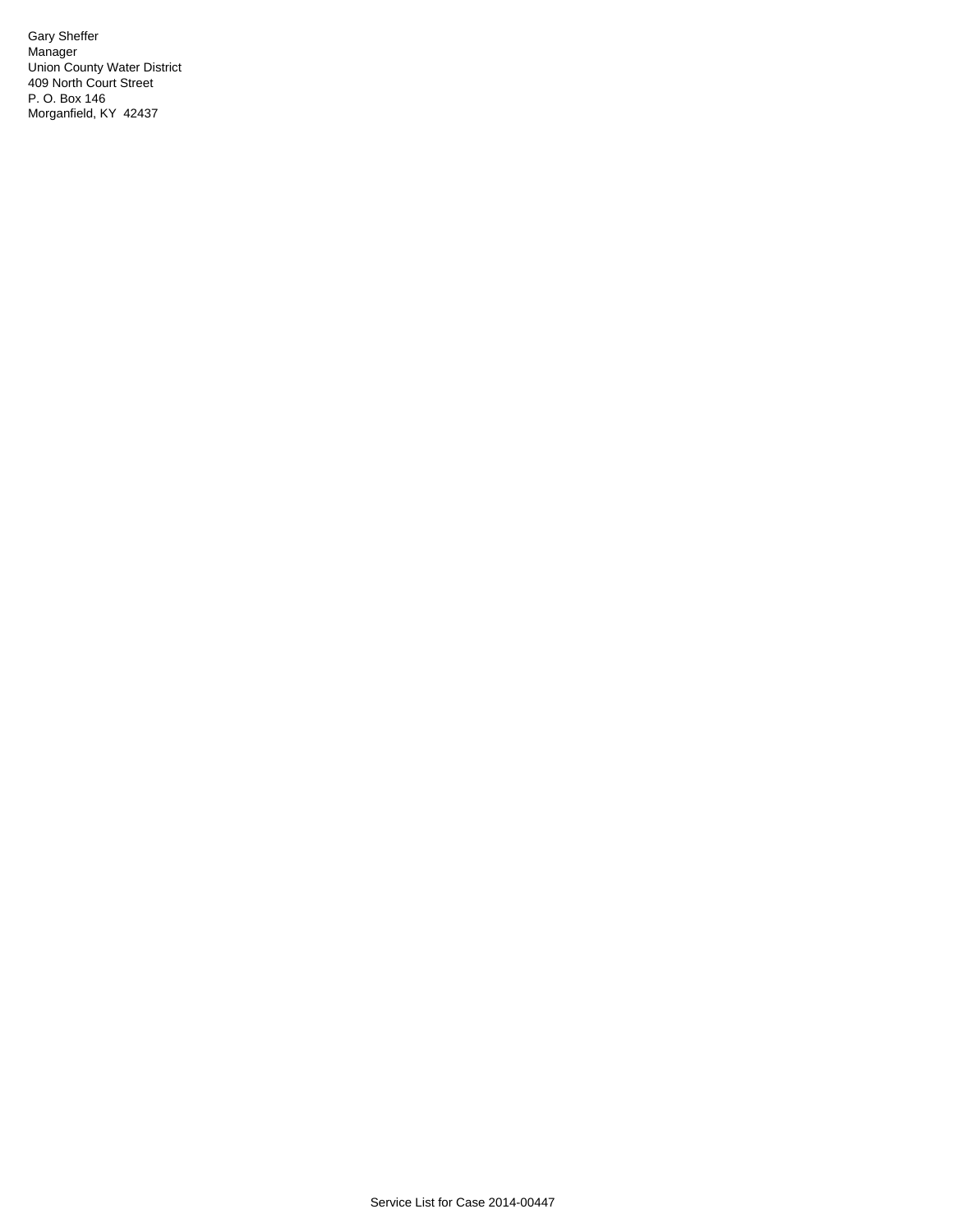Gary Sheffer
Manager
Union County Water District
409 North Court Street
P. O. Box 146
Morganfield, KY  42437